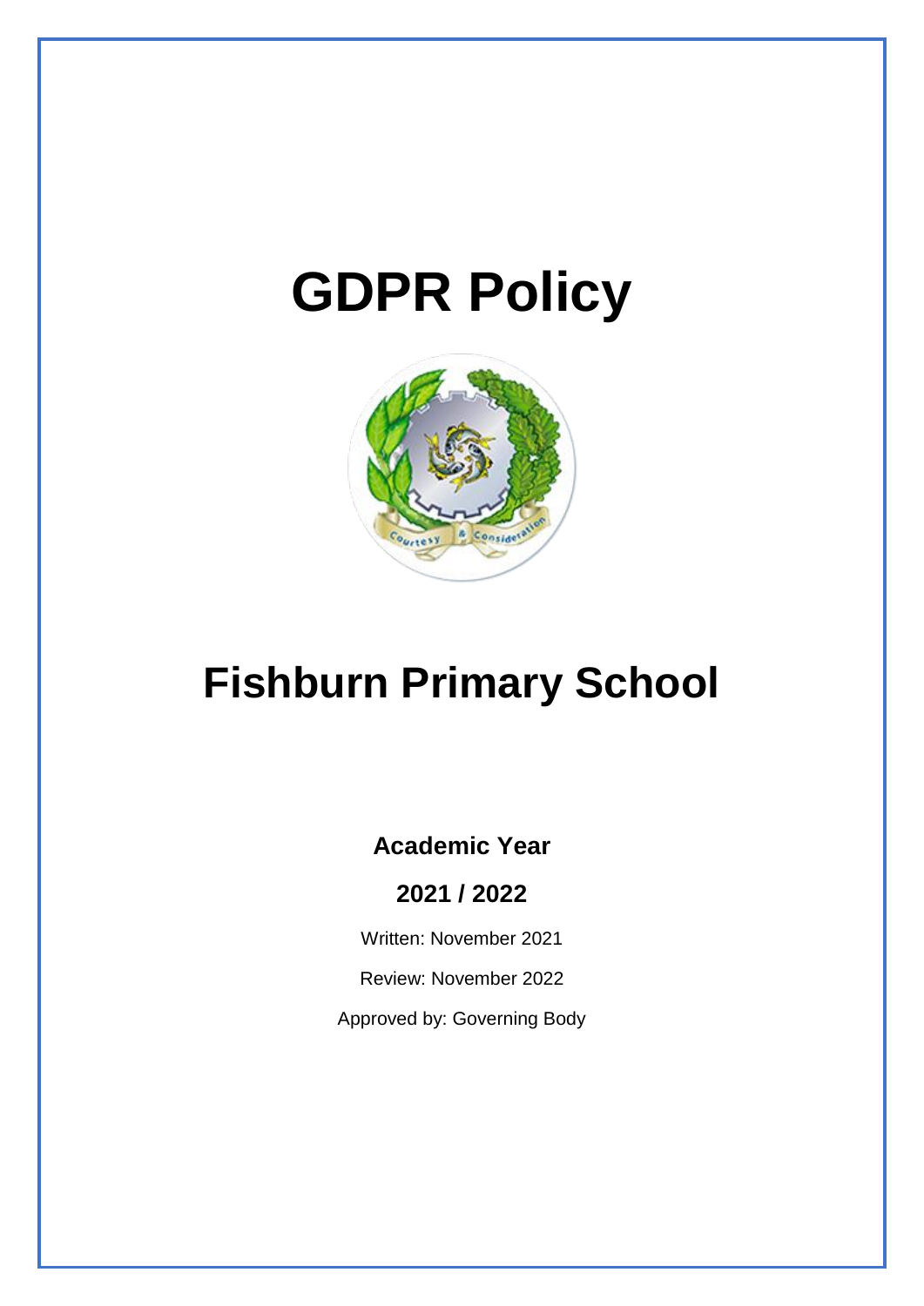# GDPR Policy

# Fishburn Primary School

**Academic Year**

**2021 / 2022**

Written: November 2021

Review: November 2022

Approved by: Governing Body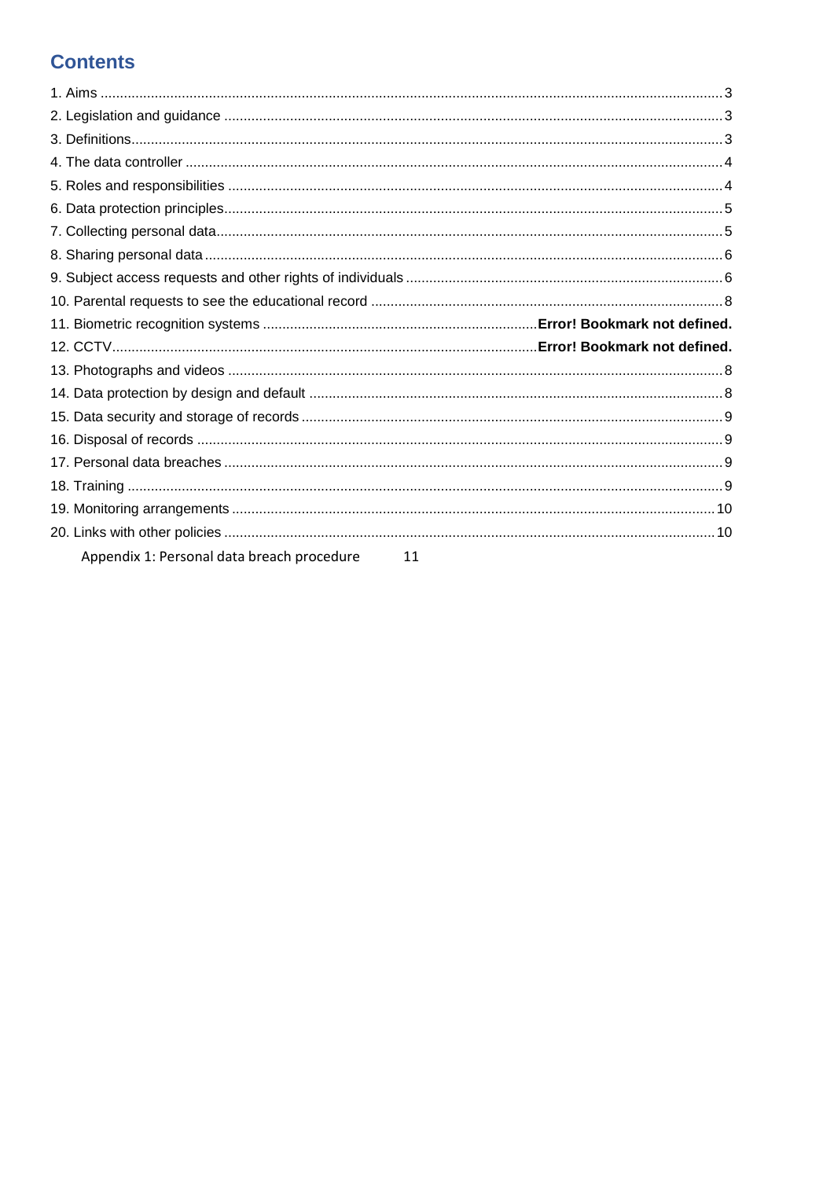## Contents

1. Aims ........................................................................................................................................................3
2. Legislation and guidance ......................................................................................................................3
3. Definitions..............................................................................................................................................3
4. The data controller ...............................................................................................................................4
5. Roles and responsibilities .....................................................................................................................4
6. Data protection principles.....................................................................................................................5
7. Collecting personal data........................................................................................................................5
8. Sharing personal data ...........................................................................................................................6
9. Subject access requests and other rights of individuals .......................................................................6
10. Parental requests to see the educational record ................................................................................8
11. Biometric recognition systems ........................................................................**Error! Bookmark not defined.**
12. CCTV.................................................................................................................**Error! Bookmark not defined.**
13. Photographs and videos ......................................................................................................................8
14. Data protection by design and default ................................................................................................8
15. Data security and storage of records ..................................................................................................9
16. Disposal of records .............................................................................................................................9
17. Personal data breaches .......................................................................................................................9
18. Training ...............................................................................................................................................9
19. Monitoring arrangements ..................................................................................................................10
20. Links with other policies ...................................................................................................................10

Appendix 1: Personal data breach procedure 11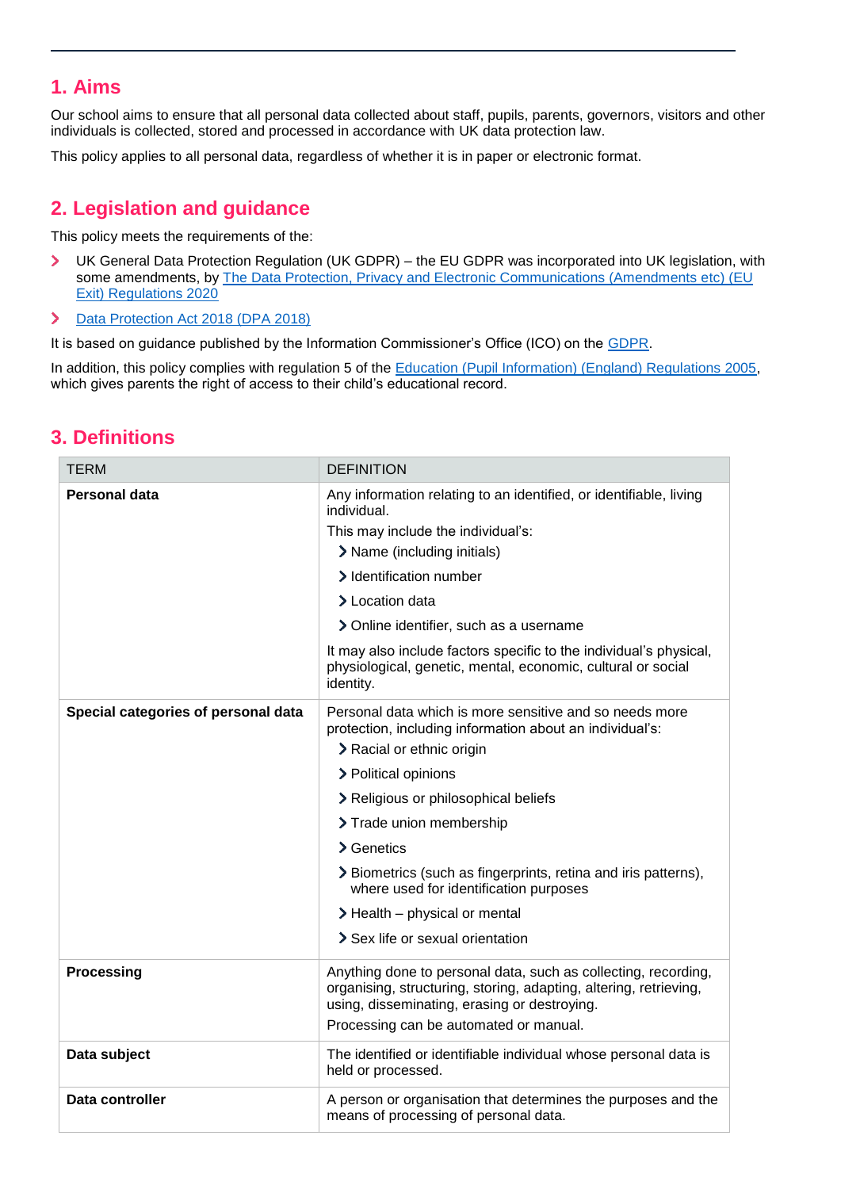## 1. Aims

Our school aims to ensure that all personal data collected about staff, pupils, parents, governors, visitors and other individuals is collected, stored and processed in accordance with UK data protection law.

This policy applies to all personal data, regardless of whether it is in paper or electronic format.

## 2. Legislation and guidance

This policy meets the requirements of the:

- UK General Data Protection Regulation (UK GDPR) – the EU GDPR was incorporated into UK legislation, with some amendments, by The Data Protection, Privacy and Electronic Communications (Amendments etc) (EU Exit) Regulations 2020
- Data Protection Act 2018 (DPA 2018)

It is based on guidance published by the Information Commissioner's Office (ICO) on the GDPR.

In addition, this policy complies with regulation 5 of the Education (Pupil Information) (England) Regulations 2005, which gives parents the right of access to their child's educational record.

## 3. Definitions

| TERM | DEFINITION |
|---|---|
| **Personal data** | Any information relating to an identified, or identifiable, living individual.<br>This may include the individual's:<br>› Name (including initials)<br>› Identification number<br>› Location data<br>› Online identifier, such as a username<br>It may also include factors specific to the individual's physical, physiological, genetic, mental, economic, cultural or social identity. |
| **Special categories of personal data** | Personal data which is more sensitive and so needs more protection, including information about an individual's:<br>› Racial or ethnic origin<br>› Political opinions<br>› Religious or philosophical beliefs<br>› Trade union membership<br>› Genetics<br>› Biometrics (such as fingerprints, retina and iris patterns), where used for identification purposes<br>› Health – physical or mental<br>› Sex life or sexual orientation |
| **Processing** | Anything done to personal data, such as collecting, recording, organising, structuring, storing, adapting, altering, retrieving, using, disseminating, erasing or destroying.<br>Processing can be automated or manual. |
| **Data subject** | The identified or identifiable individual whose personal data is held or processed. |
| **Data controller** | A person or organisation that determines the purposes and the means of processing of personal data. |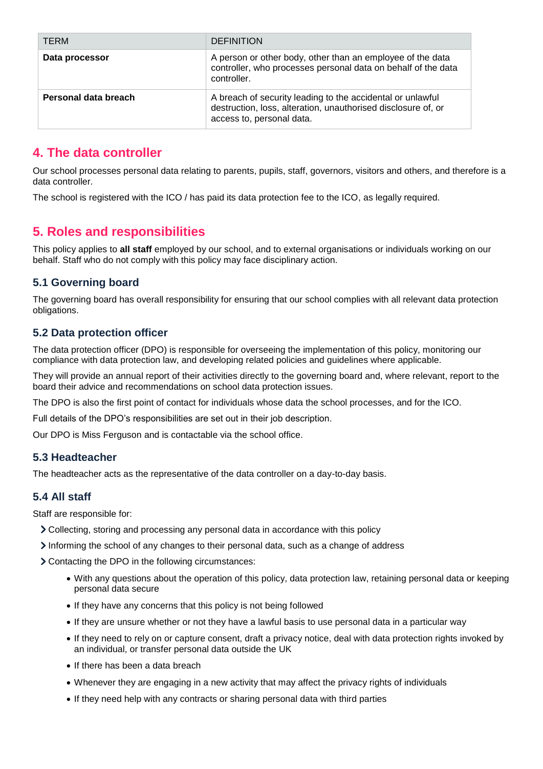| TERM | DEFINITION |
| --- | --- |
| **Data processor** | A person or other body, other than an employee of the data controller, who processes personal data on behalf of the data controller. |
| **Personal data breach** | A breach of security leading to the accidental or unlawful destruction, loss, alteration, unauthorised disclosure of, or access to, personal data. |

## 4. The data controller

Our school processes personal data relating to parents, pupils, staff, governors, visitors and others, and therefore is a data controller.

The school is registered with the ICO / has paid its data protection fee to the ICO, as legally required.

## 5. Roles and responsibilities

This policy applies to **all staff** employed by our school, and to external organisations or individuals working on our behalf. Staff who do not comply with this policy may face disciplinary action.

### 5.1 Governing board

The governing board has overall responsibility for ensuring that our school complies with all relevant data protection obligations.

### 5.2 Data protection officer

The data protection officer (DPO) is responsible for overseeing the implementation of this policy, monitoring our compliance with data protection law, and developing related policies and guidelines where applicable.

They will provide an annual report of their activities directly to the governing board and, where relevant, report to the board their advice and recommendations on school data protection issues.

The DPO is also the first point of contact for individuals whose data the school processes, and for the ICO.

Full details of the DPO's responsibilities are set out in their job description.

Our DPO is Miss Ferguson and is contactable via the school office.

### 5.3 Headteacher

The headteacher acts as the representative of the data controller on a day-to-day basis.

### 5.4 All staff

Staff are responsible for:

- Collecting, storing and processing any personal data in accordance with this policy
- Informing the school of any changes to their personal data, such as a change of address
- Contacting the DPO in the following circumstances:
    - With any questions about the operation of this policy, data protection law, retaining personal data or keeping personal data secure
    - If they have any concerns that this policy is not being followed
    - If they are unsure whether or not they have a lawful basis to use personal data in a particular way
    - If they need to rely on or capture consent, draft a privacy notice, deal with data protection rights invoked by an individual, or transfer personal data outside the UK
    - If there has been a data breach
    - Whenever they are engaging in a new activity that may affect the privacy rights of individuals
    - If they need help with any contracts or sharing personal data with third parties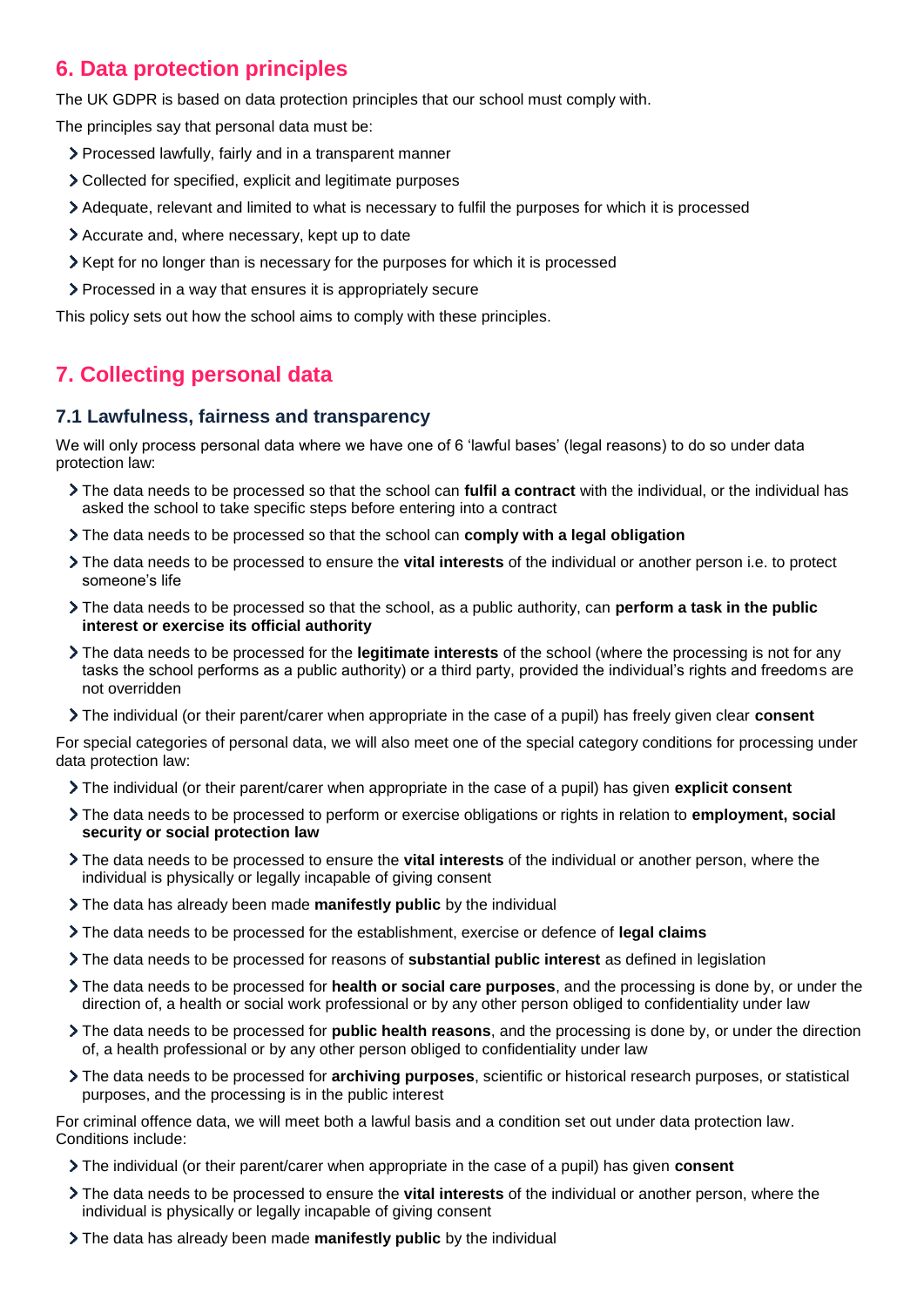## 6. Data protection principles

The UK GDPR is based on data protection principles that our school must comply with.

The principles say that personal data must be:

- Processed lawfully, fairly and in a transparent manner
- Collected for specified, explicit and legitimate purposes
- Adequate, relevant and limited to what is necessary to fulfil the purposes for which it is processed
- Accurate and, where necessary, kept up to date
- Kept for no longer than is necessary for the purposes for which it is processed
- Processed in a way that ensures it is appropriately secure

This policy sets out how the school aims to comply with these principles.

## 7. Collecting personal data

### 7.1 Lawfulness, fairness and transparency

We will only process personal data where we have one of 6 'lawful bases' (legal reasons) to do so under data protection law:

- The data needs to be processed so that the school can **fulfil a contract** with the individual, or the individual has asked the school to take specific steps before entering into a contract
- The data needs to be processed so that the school can **comply with a legal obligation**
- The data needs to be processed to ensure the **vital interests** of the individual or another person i.e. to protect someone's life
- The data needs to be processed so that the school, as a public authority, can **perform a task in the public interest or exercise its official authority**
- The data needs to be processed for the **legitimate interests** of the school (where the processing is not for any tasks the school performs as a public authority) or a third party, provided the individual's rights and freedoms are not overridden
- The individual (or their parent/carer when appropriate in the case of a pupil) has freely given clear **consent**

For special categories of personal data, we will also meet one of the special category conditions for processing under data protection law:

- The individual (or their parent/carer when appropriate in the case of a pupil) has given **explicit consent**
- The data needs to be processed to perform or exercise obligations or rights in relation to **employment, social security or social protection law**
- The data needs to be processed to ensure the **vital interests** of the individual or another person, where the individual is physically or legally incapable of giving consent
- The data has already been made **manifestly public** by the individual
- The data needs to be processed for the establishment, exercise or defence of **legal claims**
- The data needs to be processed for reasons of **substantial public interest** as defined in legislation
- The data needs to be processed for **health or social care purposes**, and the processing is done by, or under the direction of, a health or social work professional or by any other person obliged to confidentiality under law
- The data needs to be processed for **public health reasons**, and the processing is done by, or under the direction of, a health professional or by any other person obliged to confidentiality under law
- The data needs to be processed for **archiving purposes**, scientific or historical research purposes, or statistical purposes, and the processing is in the public interest

For criminal offence data, we will meet both a lawful basis and a condition set out under data protection law. Conditions include:

- The individual (or their parent/carer when appropriate in the case of a pupil) has given **consent**
- The data needs to be processed to ensure the **vital interests** of the individual or another person, where the individual is physically or legally incapable of giving consent
- The data has already been made **manifestly public** by the individual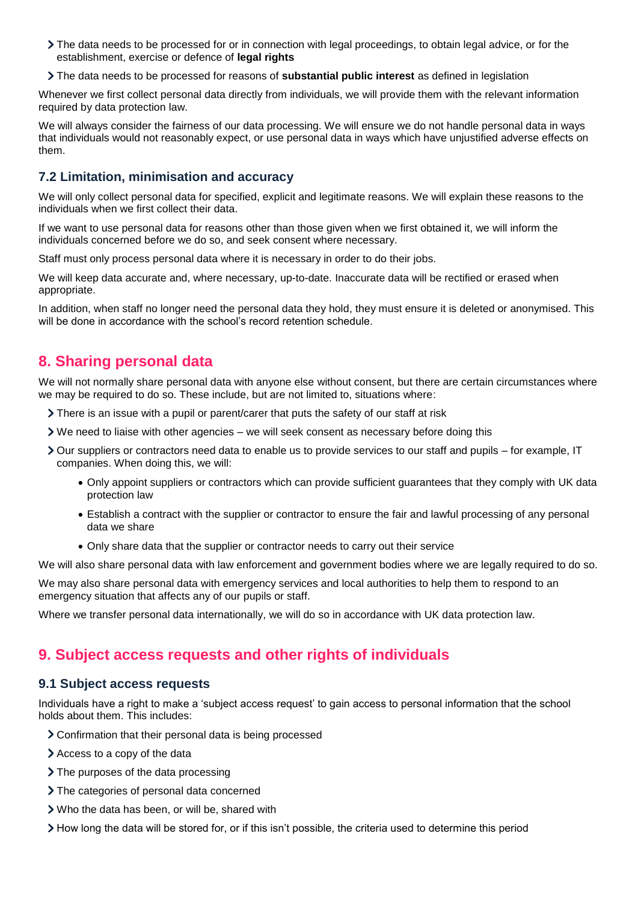- The data needs to be processed for or in connection with legal proceedings, to obtain legal advice, or for the establishment, exercise or defence of **legal rights**
- The data needs to be processed for reasons of **substantial public interest** as defined in legislation

Whenever we first collect personal data directly from individuals, we will provide them with the relevant information required by data protection law.

We will always consider the fairness of our data processing. We will ensure we do not handle personal data in ways that individuals would not reasonably expect, or use personal data in ways which have unjustified adverse effects on them.

### 7.2 Limitation, minimisation and accuracy

We will only collect personal data for specified, explicit and legitimate reasons. We will explain these reasons to the individuals when we first collect their data.

If we want to use personal data for reasons other than those given when we first obtained it, we will inform the individuals concerned before we do so, and seek consent where necessary.

Staff must only process personal data where it is necessary in order to do their jobs.

We will keep data accurate and, where necessary, up-to-date. Inaccurate data will be rectified or erased when appropriate.

In addition, when staff no longer need the personal data they hold, they must ensure it is deleted or anonymised. This will be done in accordance with the school's record retention schedule.

## 8. Sharing personal data

We will not normally share personal data with anyone else without consent, but there are certain circumstances where we may be required to do so. These include, but are not limited to, situations where:

- There is an issue with a pupil or parent/carer that puts the safety of our staff at risk
- We need to liaise with other agencies – we will seek consent as necessary before doing this
- Our suppliers or contractors need data to enable us to provide services to our staff and pupils – for example, IT companies. When doing this, we will:
    - Only appoint suppliers or contractors which can provide sufficient guarantees that they comply with UK data protection law
    - Establish a contract with the supplier or contractor to ensure the fair and lawful processing of any personal data we share
    - Only share data that the supplier or contractor needs to carry out their service

We will also share personal data with law enforcement and government bodies where we are legally required to do so.

We may also share personal data with emergency services and local authorities to help them to respond to an emergency situation that affects any of our pupils or staff.

Where we transfer personal data internationally, we will do so in accordance with UK data protection law.

## 9. Subject access requests and other rights of individuals

### 9.1 Subject access requests

Individuals have a right to make a 'subject access request' to gain access to personal information that the school holds about them. This includes:

- Confirmation that their personal data is being processed
- Access to a copy of the data
- The purposes of the data processing
- The categories of personal data concerned
- Who the data has been, or will be, shared with
- How long the data will be stored for, or if this isn't possible, the criteria used to determine this period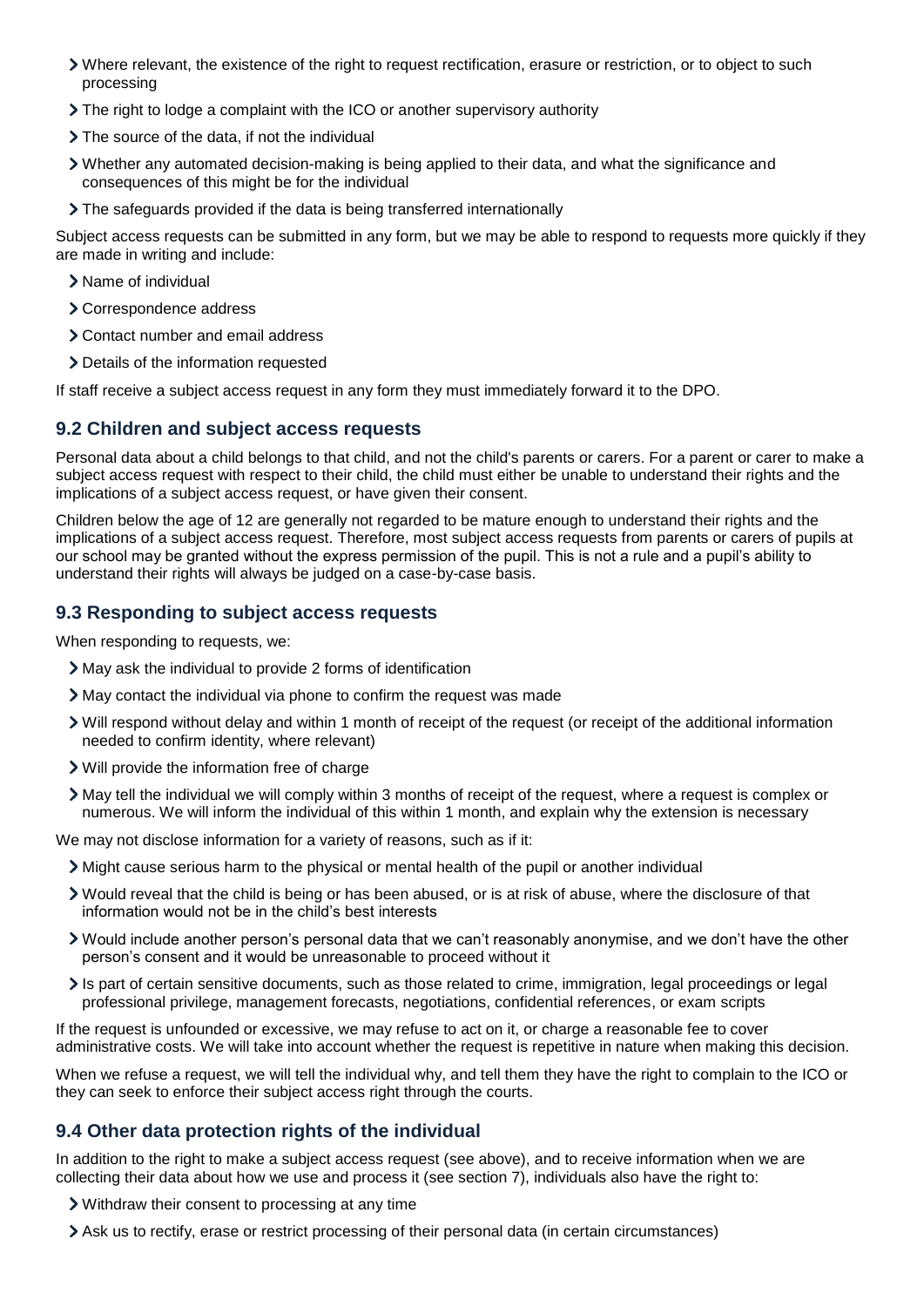- Where relevant, the existence of the right to request rectification, erasure or restriction, or to object to such processing
- The right to lodge a complaint with the ICO or another supervisory authority
- The source of the data, if not the individual
- Whether any automated decision-making is being applied to their data, and what the significance and consequences of this might be for the individual
- The safeguards provided if the data is being transferred internationally

Subject access requests can be submitted in any form, but we may be able to respond to requests more quickly if they are made in writing and include:

- Name of individual
- Correspondence address
- Contact number and email address
- Details of the information requested

If staff receive a subject access request in any form they must immediately forward it to the DPO.

## 9.2 Children and subject access requests

Personal data about a child belongs to that child, and not the child's parents or carers. For a parent or carer to make a subject access request with respect to their child, the child must either be unable to understand their rights and the implications of a subject access request, or have given their consent.

Children below the age of 12 are generally not regarded to be mature enough to understand their rights and the implications of a subject access request. Therefore, most subject access requests from parents or carers of pupils at our school may be granted without the express permission of the pupil. This is not a rule and a pupil's ability to understand their rights will always be judged on a case-by-case basis.

## 9.3 Responding to subject access requests

When responding to requests, we:

- May ask the individual to provide 2 forms of identification
- May contact the individual via phone to confirm the request was made
- Will respond without delay and within 1 month of receipt of the request (or receipt of the additional information needed to confirm identity, where relevant)
- Will provide the information free of charge
- May tell the individual we will comply within 3 months of receipt of the request, where a request is complex or numerous. We will inform the individual of this within 1 month, and explain why the extension is necessary

We may not disclose information for a variety of reasons, such as if it:

- Might cause serious harm to the physical or mental health of the pupil or another individual
- Would reveal that the child is being or has been abused, or is at risk of abuse, where the disclosure of that information would not be in the child's best interests
- Would include another person's personal data that we can't reasonably anonymise, and we don't have the other person's consent and it would be unreasonable to proceed without it
- Is part of certain sensitive documents, such as those related to crime, immigration, legal proceedings or legal professional privilege, management forecasts, negotiations, confidential references, or exam scripts

If the request is unfounded or excessive, we may refuse to act on it, or charge a reasonable fee to cover administrative costs. We will take into account whether the request is repetitive in nature when making this decision.

When we refuse a request, we will tell the individual why, and tell them they have the right to complain to the ICO or they can seek to enforce their subject access right through the courts.

## 9.4 Other data protection rights of the individual

In addition to the right to make a subject access request (see above), and to receive information when we are collecting their data about how we use and process it (see section 7), individuals also have the right to:

- Withdraw their consent to processing at any time
- Ask us to rectify, erase or restrict processing of their personal data (in certain circumstances)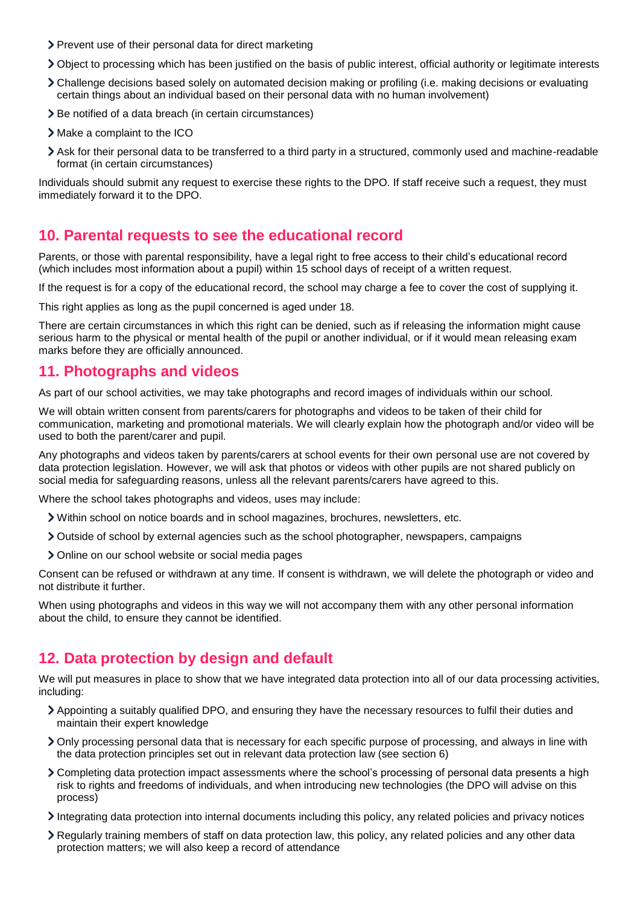- Prevent use of their personal data for direct marketing
- Object to processing which has been justified on the basis of public interest, official authority or legitimate interests
- Challenge decisions based solely on automated decision making or profiling (i.e. making decisions or evaluating certain things about an individual based on their personal data with no human involvement)
- Be notified of a data breach (in certain circumstances)
- Make a complaint to the ICO
- Ask for their personal data to be transferred to a third party in a structured, commonly used and machine-readable format (in certain circumstances)

Individuals should submit any request to exercise these rights to the DPO. If staff receive such a request, they must immediately forward it to the DPO.

## 10. Parental requests to see the educational record

Parents, or those with parental responsibility, have a legal right to free access to their child's educational record (which includes most information about a pupil) within 15 school days of receipt of a written request.

If the request is for a copy of the educational record, the school may charge a fee to cover the cost of supplying it.

This right applies as long as the pupil concerned is aged under 18.

There are certain circumstances in which this right can be denied, such as if releasing the information might cause serious harm to the physical or mental health of the pupil or another individual, or if it would mean releasing exam marks before they are officially announced.

## 11. Photographs and videos

As part of our school activities, we may take photographs and record images of individuals within our school.

We will obtain written consent from parents/carers for photographs and videos to be taken of their child for communication, marketing and promotional materials. We will clearly explain how the photograph and/or video will be used to both the parent/carer and pupil.

Any photographs and videos taken by parents/carers at school events for their own personal use are not covered by data protection legislation. However, we will ask that photos or videos with other pupils are not shared publicly on social media for safeguarding reasons, unless all the relevant parents/carers have agreed to this.

Where the school takes photographs and videos, uses may include:

- Within school on notice boards and in school magazines, brochures, newsletters, etc.
- Outside of school by external agencies such as the school photographer, newspapers, campaigns
- Online on our school website or social media pages

Consent can be refused or withdrawn at any time. If consent is withdrawn, we will delete the photograph or video and not distribute it further.

When using photographs and videos in this way we will not accompany them with any other personal information about the child, to ensure they cannot be identified.

## 12. Data protection by design and default

We will put measures in place to show that we have integrated data protection into all of our data processing activities, including:

- Appointing a suitably qualified DPO, and ensuring they have the necessary resources to fulfil their duties and maintain their expert knowledge
- Only processing personal data that is necessary for each specific purpose of processing, and always in line with the data protection principles set out in relevant data protection law (see section 6)
- Completing data protection impact assessments where the school's processing of personal data presents a high risk to rights and freedoms of individuals, and when introducing new technologies (the DPO will advise on this process)
- Integrating data protection into internal documents including this policy, any related policies and privacy notices
- Regularly training members of staff on data protection law, this policy, any related policies and any other data protection matters; we will also keep a record of attendance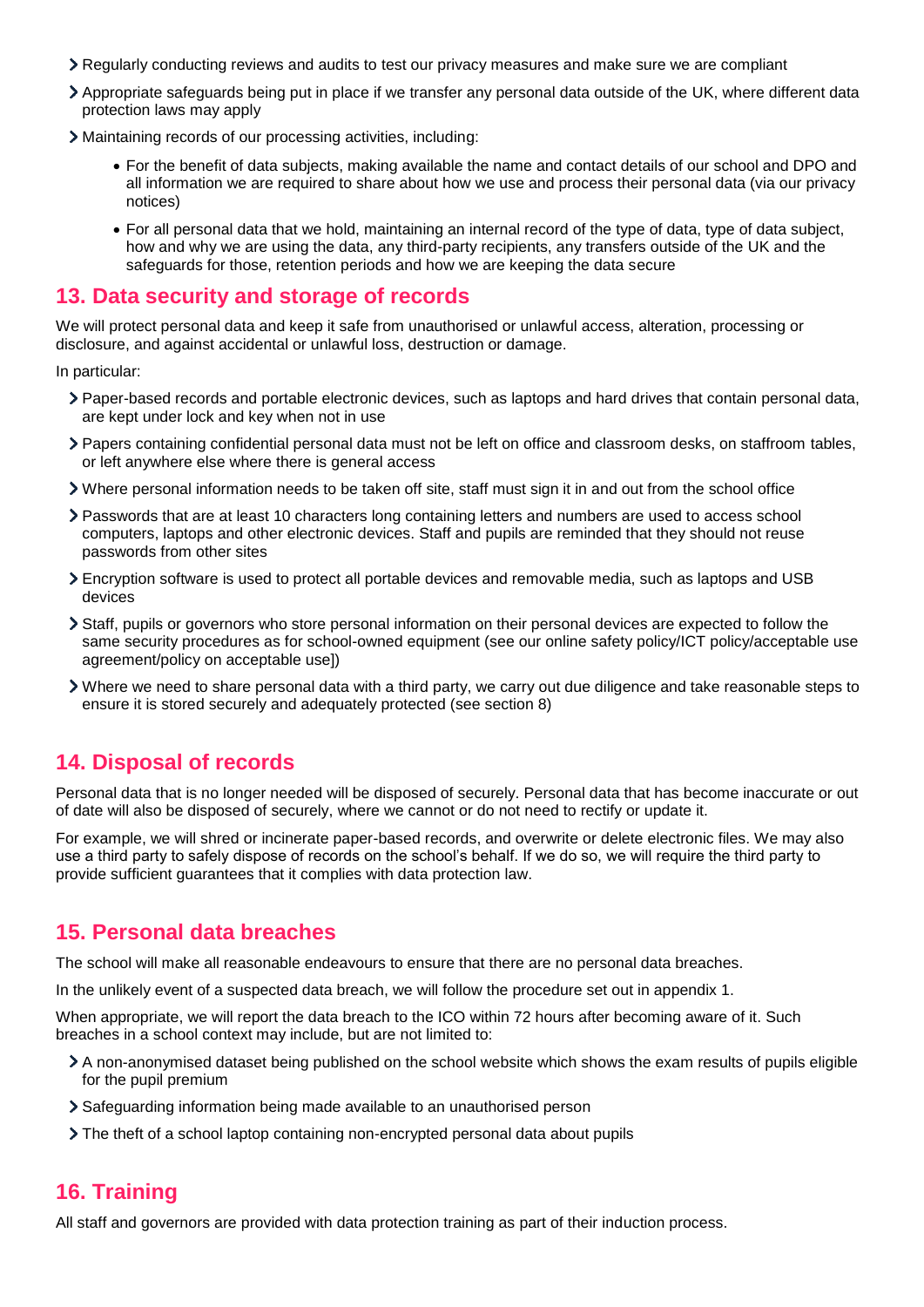- Regularly conducting reviews and audits to test our privacy measures and make sure we are compliant
- Appropriate safeguards being put in place if we transfer any personal data outside of the UK, where different data protection laws may apply
- Maintaining records of our processing activities, including:
    - For the benefit of data subjects, making available the name and contact details of our school and DPO and all information we are required to share about how we use and process their personal data (via our privacy notices)
    - For all personal data that we hold, maintaining an internal record of the type of data, type of data subject, how and why we are using the data, any third-party recipients, any transfers outside of the UK and the safeguards for those, retention periods and how we are keeping the data secure

## 13. Data security and storage of records

We will protect personal data and keep it safe from unauthorised or unlawful access, alteration, processing or disclosure, and against accidental or unlawful loss, destruction or damage.

In particular:

- Paper-based records and portable electronic devices, such as laptops and hard drives that contain personal data, are kept under lock and key when not in use
- Papers containing confidential personal data must not be left on office and classroom desks, on staffroom tables, or left anywhere else where there is general access
- Where personal information needs to be taken off site, staff must sign it in and out from the school office
- Passwords that are at least 10 characters long containing letters and numbers are used to access school computers, laptops and other electronic devices. Staff and pupils are reminded that they should not reuse passwords from other sites
- Encryption software is used to protect all portable devices and removable media, such as laptops and USB devices
- Staff, pupils or governors who store personal information on their personal devices are expected to follow the same security procedures as for school-owned equipment (see our online safety policy/ICT policy/acceptable use agreement/policy on acceptable use])
- Where we need to share personal data with a third party, we carry out due diligence and take reasonable steps to ensure it is stored securely and adequately protected (see section 8)

## 14. Disposal of records

Personal data that is no longer needed will be disposed of securely. Personal data that has become inaccurate or out of date will also be disposed of securely, where we cannot or do not need to rectify or update it.

For example, we will shred or incinerate paper-based records, and overwrite or delete electronic files. We may also use a third party to safely dispose of records on the school's behalf. If we do so, we will require the third party to provide sufficient guarantees that it complies with data protection law.

## 15. Personal data breaches

The school will make all reasonable endeavours to ensure that there are no personal data breaches.

In the unlikely event of a suspected data breach, we will follow the procedure set out in appendix 1.

When appropriate, we will report the data breach to the ICO within 72 hours after becoming aware of it. Such breaches in a school context may include, but are not limited to:

- A non-anonymised dataset being published on the school website which shows the exam results of pupils eligible for the pupil premium
- Safeguarding information being made available to an unauthorised person
- The theft of a school laptop containing non-encrypted personal data about pupils

## 16. Training

All staff and governors are provided with data protection training as part of their induction process.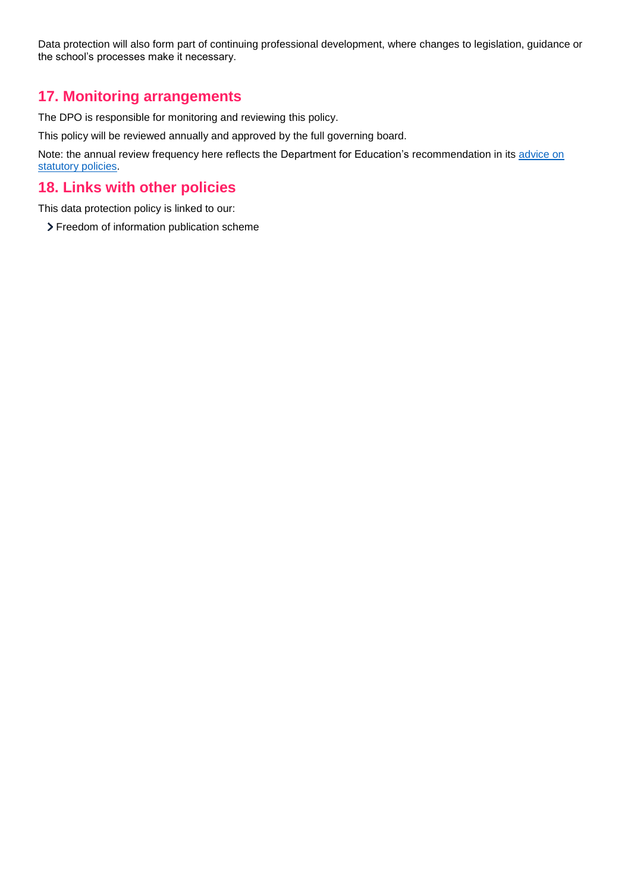Data protection will also form part of continuing professional development, where changes to legislation, guidance or the school's processes make it necessary.

## 17. Monitoring arrangements

The DPO is responsible for monitoring and reviewing this policy.

This policy will be reviewed annually and approved by the full governing board.

Note: the annual review frequency here reflects the Department for Education's recommendation in its advice on statutory policies.

## 18. Links with other policies

This data protection policy is linked to our:

- Freedom of information publication scheme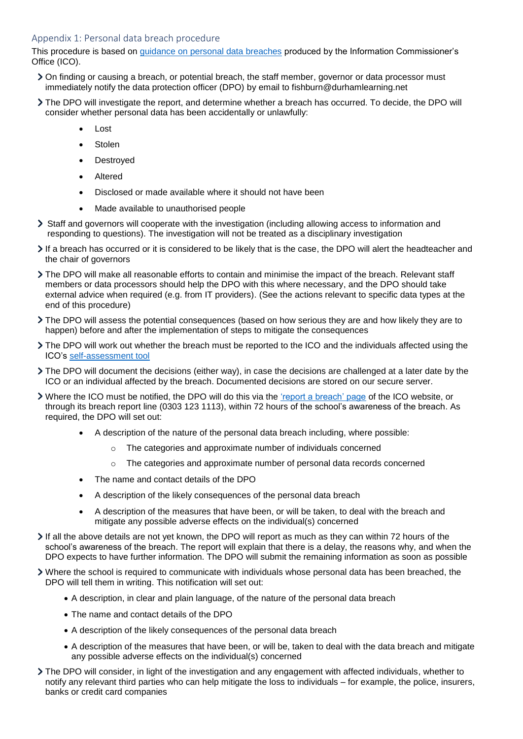## Appendix 1: Personal data breach procedure

This procedure is based on [guidance on personal data breaches](#) produced by the Information Commissioner's Office (ICO).

- On finding or causing a breach, or potential breach, the staff member, governor or data processor must immediately notify the data protection officer (DPO) by email to fishburn@durhamlearning.net
- The DPO will investigate the report, and determine whether a breach has occurred. To decide, the DPO will consider whether personal data has been accidentally or unlawfully:
    - Lost
    - Stolen
    - Destroyed
    - Altered
    - Disclosed or made available where it should not have been
    - Made available to unauthorised people
- Staff and governors will cooperate with the investigation (including allowing access to information and responding to questions). The investigation will not be treated as a disciplinary investigation
- If a breach has occurred or it is considered to be likely that is the case, the DPO will alert the headteacher and the chair of governors
- The DPO will make all reasonable efforts to contain and minimise the impact of the breach. Relevant staff members or data processors should help the DPO with this where necessary, and the DPO should take external advice when required (e.g. from IT providers). (See the actions relevant to specific data types at the end of this procedure)
- The DPO will assess the potential consequences (based on how serious they are and how likely they are to happen) before and after the implementation of steps to mitigate the consequences
- The DPO will work out whether the breach must be reported to the ICO and the individuals affected using the ICO's [self-assessment tool](#)
- The DPO will document the decisions (either way), in case the decisions are challenged at a later date by the ICO or an individual affected by the breach. Documented decisions are stored on our secure server.
- Where the ICO must be notified, the DPO will do this via the ['report a breach' page](#) of the ICO website, or through its breach report line (0303 123 1113), within 72 hours of the school's awareness of the breach. As required, the DPO will set out:
    - A description of the nature of the personal data breach including, where possible:
        - The categories and approximate number of individuals concerned
        - The categories and approximate number of personal data records concerned
    - The name and contact details of the DPO
    - A description of the likely consequences of the personal data breach
    - A description of the measures that have been, or will be taken, to deal with the breach and mitigate any possible adverse effects on the individual(s) concerned
- If all the above details are not yet known, the DPO will report as much as they can within 72 hours of the school's awareness of the breach. The report will explain that there is a delay, the reasons why, and when the DPO expects to have further information. The DPO will submit the remaining information as soon as possible
- Where the school is required to communicate with individuals whose personal data has been breached, the DPO will tell them in writing. This notification will set out:
    - A description, in clear and plain language, of the nature of the personal data breach
    - The name and contact details of the DPO
    - A description of the likely consequences of the personal data breach
    - A description of the measures that have been, or will be, taken to deal with the data breach and mitigate any possible adverse effects on the individual(s) concerned
- The DPO will consider, in light of the investigation and any engagement with affected individuals, whether to notify any relevant third parties who can help mitigate the loss to individuals – for example, the police, insurers, banks or credit card companies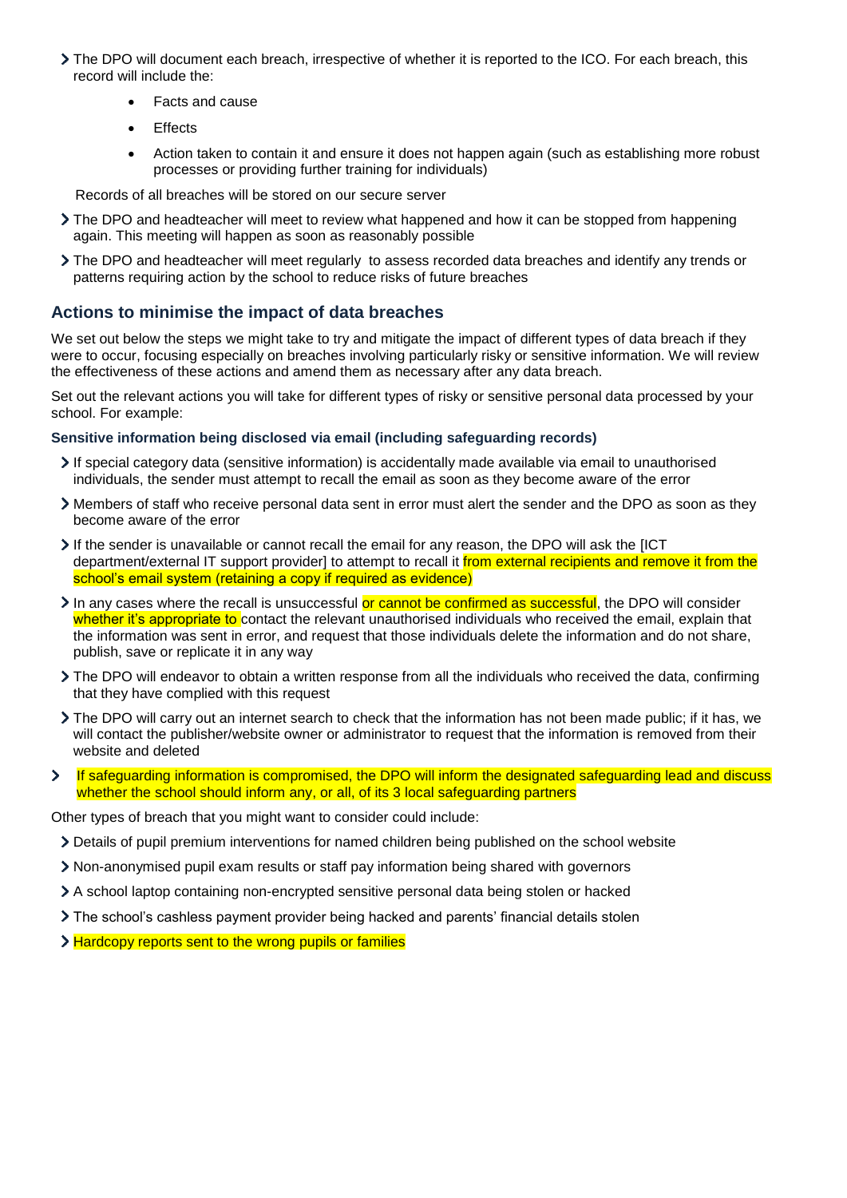- The DPO will document each breach, irrespective of whether it is reported to the ICO. For each breach, this record will include the:
    - Facts and cause
    - Effects
    - Action taken to contain it and ensure it does not happen again (such as establishing more robust processes or providing further training for individuals)

  Records of all breaches will be stored on our secure server
- The DPO and headteacher will meet to review what happened and how it can be stopped from happening again. This meeting will happen as soon as reasonably possible
- The DPO and headteacher will meet regularly to assess recorded data breaches and identify any trends or patterns requiring action by the school to reduce risks of future breaches

## Actions to minimise the impact of data breaches

We set out below the steps we might take to try and mitigate the impact of different types of data breach if they were to occur, focusing especially on breaches involving particularly risky or sensitive information. We will review the effectiveness of these actions and amend them as necessary after any data breach.

Set out the relevant actions you will take for different types of risky or sensitive personal data processed by your school. For example:

### Sensitive information being disclosed via email (including safeguarding records)

- If special category data (sensitive information) is accidentally made available via email to unauthorised individuals, the sender must attempt to recall the email as soon as they become aware of the error
- Members of staff who receive personal data sent in error must alert the sender and the DPO as soon as they become aware of the error
- If the sender is unavailable or cannot recall the email for any reason, the DPO will ask the [ICT department/external IT support provider] to attempt to recall it from external recipients and remove it from the school's email system (retaining a copy if required as evidence)
- In any cases where the recall is unsuccessful or cannot be confirmed as successful, the DPO will consider whether it's appropriate to contact the relevant unauthorised individuals who received the email, explain that the information was sent in error, and request that those individuals delete the information and do not share, publish, save or replicate it in any way
- The DPO will endeavor to obtain a written response from all the individuals who received the data, confirming that they have complied with this request
- The DPO will carry out an internet search to check that the information has not been made public; if it has, we will contact the publisher/website owner or administrator to request that the information is removed from their website and deleted
- If safeguarding information is compromised, the DPO will inform the designated safeguarding lead and discuss whether the school should inform any, or all, of its 3 local safeguarding partners

Other types of breach that you might want to consider could include:

- Details of pupil premium interventions for named children being published on the school website
- Non-anonymised pupil exam results or staff pay information being shared with governors
- A school laptop containing non-encrypted sensitive personal data being stolen or hacked
- The school's cashless payment provider being hacked and parents' financial details stolen
- Hardcopy reports sent to the wrong pupils or families